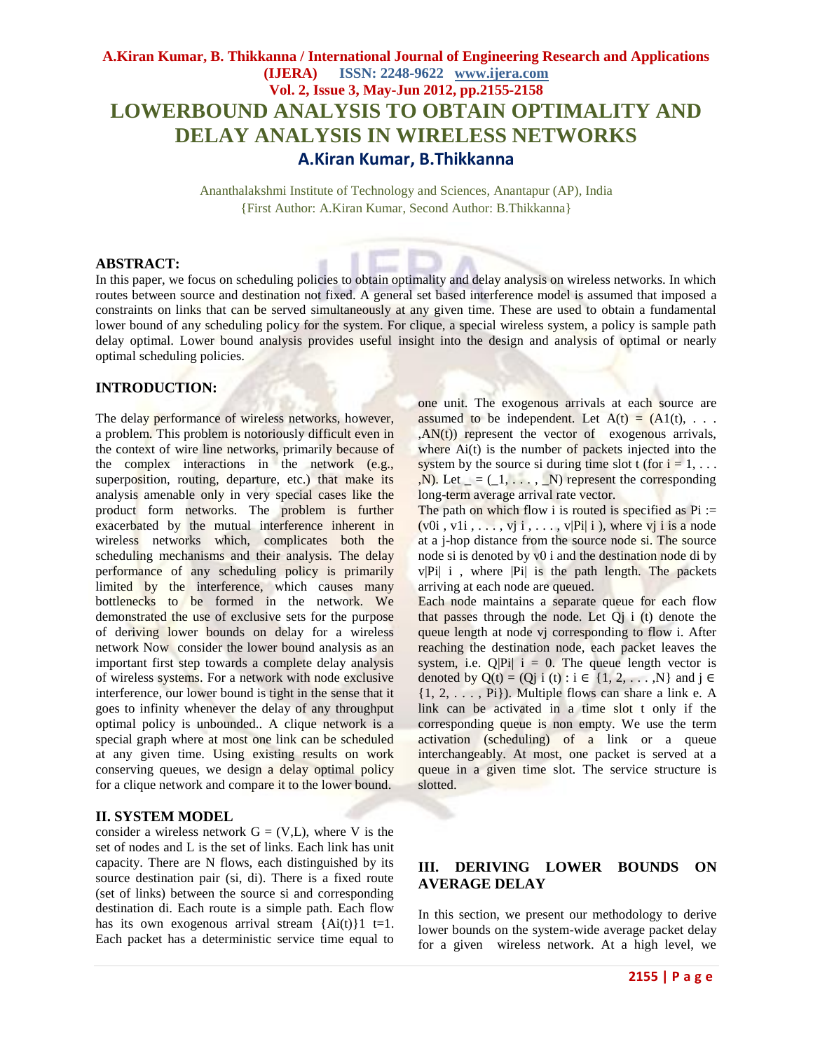# LOWERBOUND ANALYSIS TO OBTAIN OPTIMALITY AND DELAY ANALYSIS IN WIRELESS NETWORKS

**A.Kiran Kumar, B.Thikkanna**

Ananthalakshmi Institute of Technology and Sciences, Anantapur (AP), India
{First Author: A.Kiran Kumar, Second Author: B.Thikkanna}

## ABSTRACT:

In this paper, we focus on scheduling policies to obtain optimality and delay analysis on wireless networks. In which routes between source and destination not fixed. A general set based interference model is assumed that imposed a constraints on links that can be served simultaneously at any given time. These are used to obtain a fundamental lower bound of any scheduling policy for the system. For clique, a special wireless system, a policy is sample path delay optimal. Lower bound analysis provides useful insight into the design and analysis of optimal or nearly optimal scheduling policies.

## INTRODUCTION:

The delay performance of wireless networks, however, a problem. This problem is notoriously difficult even in the context of wire line networks, primarily because of the complex interactions in the network (e.g., superposition, routing, departure, etc.) that make its analysis amenable only in very special cases like the product form networks. The problem is further exacerbated by the mutual interference inherent in wireless networks which, complicates both the scheduling mechanisms and their analysis. The delay performance of any scheduling policy is primarily limited by the interference, which causes many bottlenecks to be formed in the network. We demonstrated the use of exclusive sets for the purpose of deriving lower bounds on delay for a wireless network Now consider the lower bound analysis as an important first step towards a complete delay analysis of wireless systems. For a network with node exclusive interference, our lower bound is tight in the sense that it goes to infinity whenever the delay of any throughput optimal policy is unbounded.. A clique network is a special graph where at most one link can be scheduled at any given time. Using existing results on work conserving queues, we design a delay optimal policy for a clique network and compare it to the lower bound.

## II. SYSTEM MODEL

consider a wireless network $G = (V,L)$, where V is the set of nodes and L is the set of links. Each link has unit capacity. There are N flows, each distinguished by its source destination pair ($s_i$, $d_i$). There is a fixed route (set of links) between the source $s_i$ and corresponding destination $d_i$. Each route is a simple path. Each flow has its own exogenous arrival stream $\{A_i(t)\}_{t=1}^{\infty}$. Each packet has a deterministic service time equal to one unit. The exogenous arrivals at each source are assumed to be independent. Let $A(t) = (A_1(t), \ldots, A_N(t))$ represent the vector of exogenous arrivals, where $A_i(t)$ is the number of packets injected into the system by the source $s_i$ during time slot t (for $i = 1, \ldots, N$). Let $\lambda = (\lambda_1, \ldots, \lambda_N)$ represent the corresponding long-term average arrival rate vector.

The path on which flow i is routed is specified as $P_i := (v_0^i, v_1^i, \ldots, v_j^i, \ldots, v_{|P_i|}^i)$, where $v_j^i$ is a node at a j-hop distance from the source node $s_i$. The source node $s_i$ is denoted by $v_0^i$ and the destination node $d_i$ by $v_{|P_i|}^i$, where $|P_i|$ is the path length. The packets arriving at each node are queued.

Each node maintains a separate queue for each flow that passes through the node. Let $Q_j^i(t)$ denote the queue length at node $v_j$ corresponding to flow i. After reaching the destination node, each packet leaves the system, i.e. $Q_{|P_i|}^i = 0$. The queue length vector is denoted by $Q(t) = (Q_j^i(t) : i \in \{1, 2, \ldots, N\}$ and $j \in \{1, 2, \ldots, P_i\})$. Multiple flows can share a link e. A link can be activated in a time slot t only if the corresponding queue is non empty. We use the term activation (scheduling) of a link or a queue interchangeably. At most, one packet is served at a queue in a given time slot. The service structure is slotted.

## III. DERIVING LOWER BOUNDS ON AVERAGE DELAY

In this section, we present our methodology to derive lower bounds on the system-wide average packet delay for a given wireless network. At a high level, we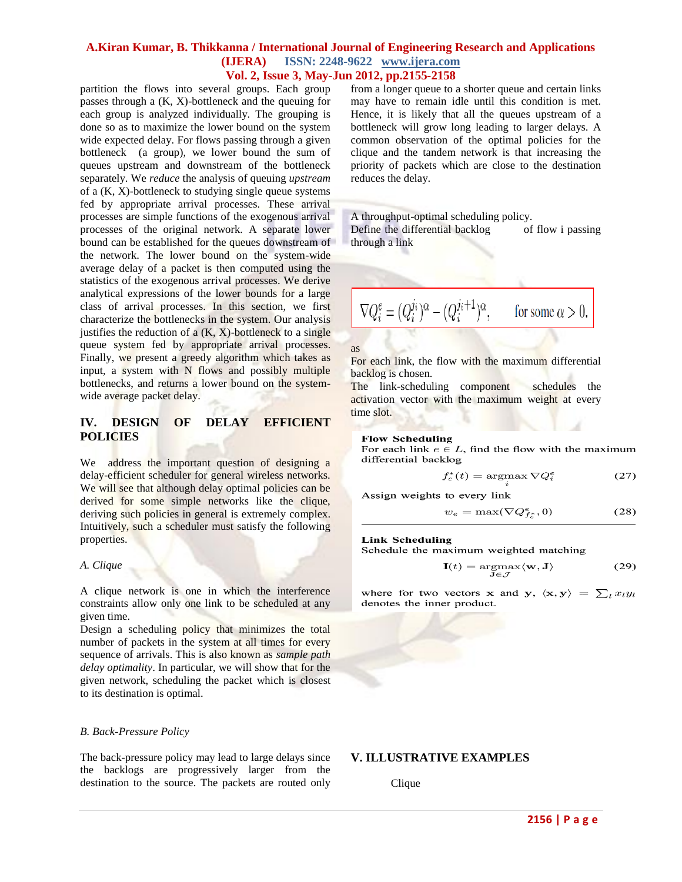partition the flows into several groups. Each group passes through a (K, X)-bottleneck and the queuing for each group is analyzed individually. The grouping is done so as to maximize the lower bound on the system wide expected delay. For flows passing through a given bottleneck (a group), we lower bound the sum of queues upstream and downstream of the bottleneck separately. We *reduce* the analysis of queuing *upstream* of a (K, X)-bottleneck to studying single queue systems fed by appropriate arrival processes. These arrival processes are simple functions of the exogenous arrival processes of the original network. A separate lower bound can be established for the queues downstream of the network. The lower bound on the system-wide average delay of a packet is then computed using the statistics of the exogenous arrival processes. We derive analytical expressions of the lower bounds for a large class of arrival processes. In this section, we first characterize the bottlenecks in the system. Our analysis justifies the reduction of a (K, X)-bottleneck to a single queue system fed by appropriate arrival processes. Finally, we present a greedy algorithm which takes as input, a system with N flows and possibly multiple bottlenecks, and returns a lower bound on the system-wide average packet delay.

## IV. DESIGN OF DELAY EFFICIENT POLICIES

We address the important question of designing a delay-efficient scheduler for general wireless networks. We will see that although delay optimal policies can be derived for some simple networks like the clique, deriving such policies in general is extremely complex. Intuitively, such a scheduler must satisfy the following properties.

### *A. Clique*

A clique network is one in which the interference constraints allow only one link to be scheduled at any given time.

Design a scheduling policy that minimizes the total number of packets in the system at all times for every sequence of arrivals. This is also known as *sample path delay optimality*. In particular, we will show that for the given network, scheduling the packet which is closest to its destination is optimal.

### *B. Back-Pressure Policy*

The back-pressure policy may lead to large delays since the backlogs are progressively larger from the destination to the source. The packets are routed only from a longer queue to a shorter queue and certain links may have to remain idle until this condition is met. Hence, it is likely that all the queues upstream of a bottleneck will grow long leading to larger delays. A common observation of the optimal policies for the clique and the tandem network is that increasing the priority of packets which are close to the destination reduces the delay.

A throughput-optimal scheduling policy.
Define the differential backlog of flow i passing through a link

$$\nabla Q_i^e = (Q_i^{j_i})^\alpha - (Q_i^{j_i+1})^\alpha, \qquad \text{for some } \alpha > 0.$$

as
For each link, the flow with the maximum differential backlog is chosen.
The link-scheduling component schedules the activation vector with the maximum weight at every time slot.

**Flow Scheduling**
For each link $e \in L$, find the flow with the maximum differential backlog

$$f_e^*(t) = \underset{i}{\operatorname{argmax}} \nabla Q_i^e \tag{27}$$

Assign weights to every link

$$w_e = \max(\nabla Q_{f_e^*}^e, 0) \tag{28}$$

**Link Scheduling**
Schedule the maximum weighted matching

$$\mathbf{I}(t) = \underset{\mathbf{J} \in \mathcal{J}}{\operatorname{argmax}} \langle \mathbf{w}, \mathbf{J} \rangle \tag{29}$$

where for two vectors $\mathbf{x}$ and $\mathbf{y}$, $\langle \mathbf{x}, \mathbf{y} \rangle = \sum_l x_l y_l$ denotes the inner product.

## V. ILLUSTRATIVE EXAMPLES

Clique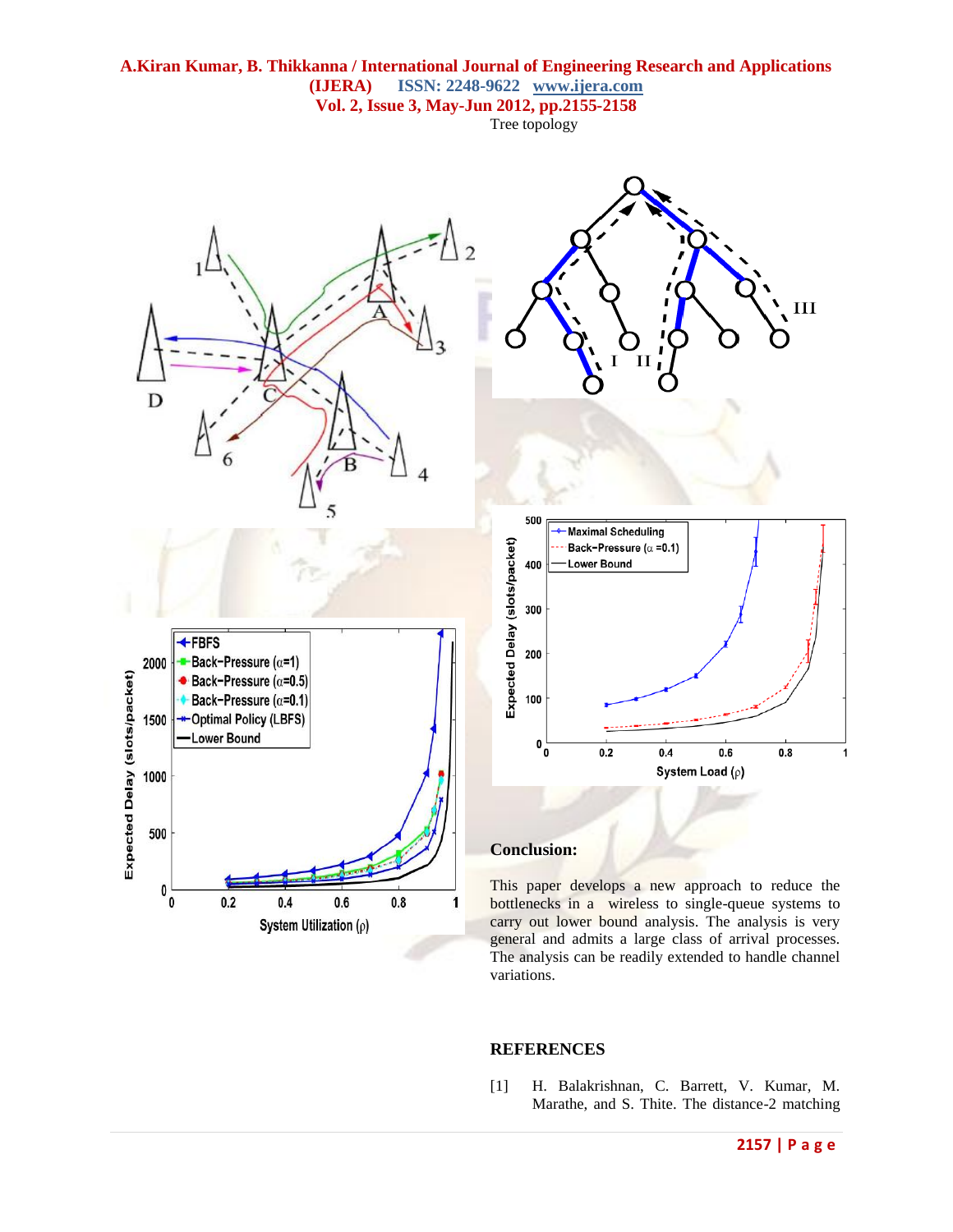Tree topology

## Conclusion:

This paper develops a new approach to reduce the bottlenecks in a wireless to single-queue systems to carry out lower bound analysis. The analysis is very general and admits a large class of arrival processes. The analysis can be readily extended to handle channel variations.

## REFERENCES

[1] H. Balakrishnan, C. Barrett, V. Kumar, M. Marathe, and S. Thite. The distance-2 matching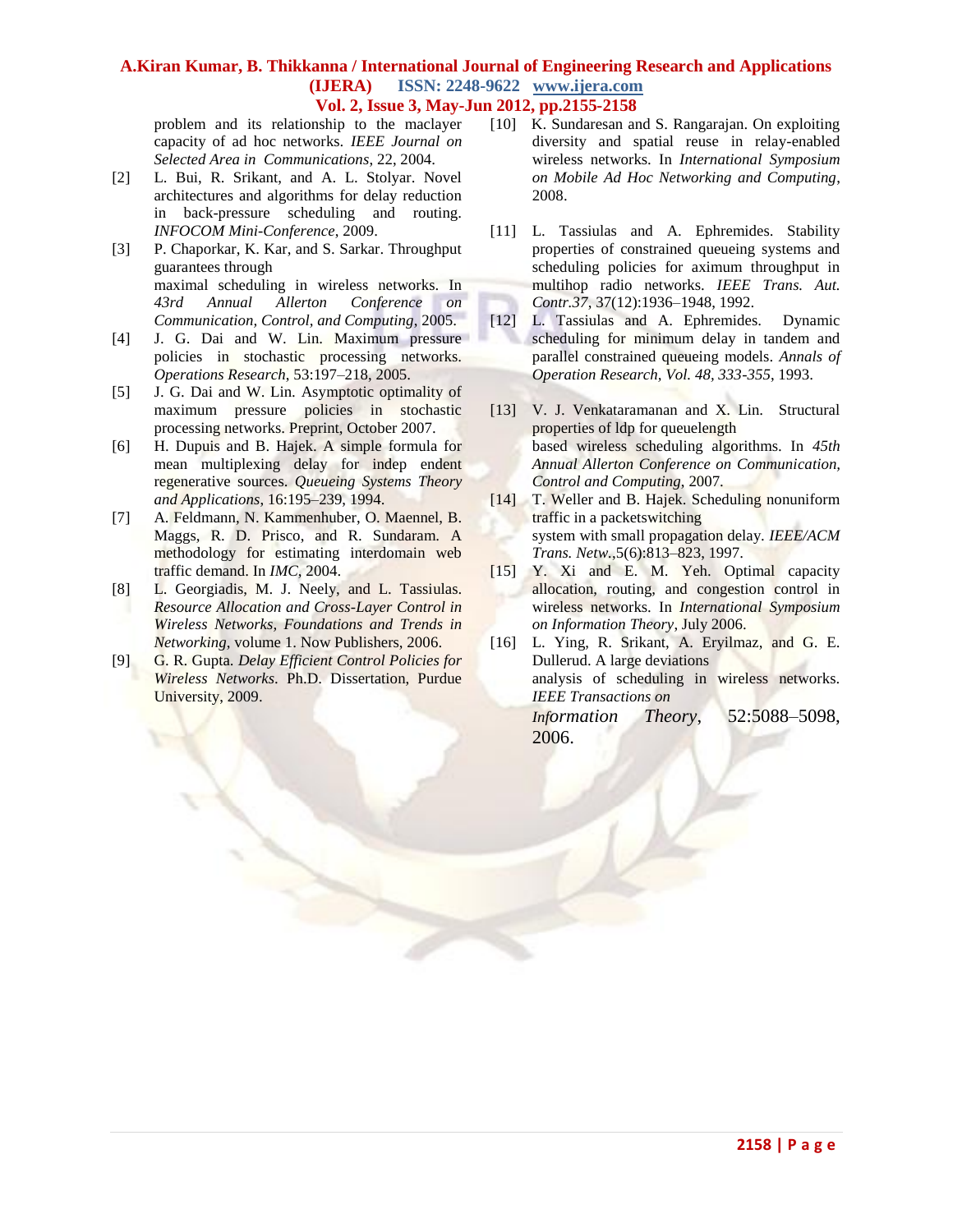problem and its relationship to the maclayer capacity of ad hoc networks. *IEEE Journal on Selected Area in Communications*, 22, 2004.

[2] L. Bui, R. Srikant, and A. L. Stolyar. Novel architectures and algorithms for delay reduction in back-pressure scheduling and routing. *INFOCOM Mini-Conference*, 2009.

[3] P. Chaporkar, K. Kar, and S. Sarkar. Throughput guarantees through maximal scheduling in wireless networks. In *43rd Annual Allerton Conference on Communication, Control, and Computing*, 2005.

[4] J. G. Dai and W. Lin. Maximum pressure policies in stochastic processing networks. *Operations Research*, 53:197–218, 2005.

[5] J. G. Dai and W. Lin. Asymptotic optimality of maximum pressure policies in stochastic processing networks. Preprint, October 2007.

[6] H. Dupuis and B. Hajek. A simple formula for mean multiplexing delay for indep endent regenerative sources. *Queueing Systems Theory and Applications*, 16:195–239, 1994.

[7] A. Feldmann, N. Kammenhuber, O. Maennel, B. Maggs, R. D. Prisco, and R. Sundaram. A methodology for estimating interdomain web traffic demand. In *IMC*, 2004.

[8] L. Georgiadis, M. J. Neely, and L. Tassiulas. *Resource Allocation and Cross-Layer Control in Wireless Networks, Foundations and Trends in Networking*, volume 1. Now Publishers, 2006.

[9] G. R. Gupta. *Delay Efficient Control Policies for Wireless Networks.* Ph.D. Dissertation, Purdue University, 2009.

[10] K. Sundaresan and S. Rangarajan. On exploiting diversity and spatial reuse in relay-enabled wireless networks. In *International Symposium on Mobile Ad Hoc Networking and Computing*, 2008.

[11] L. Tassiulas and A. Ephremides. Stability properties of constrained queueing systems and scheduling policies for aximum throughput in multihop radio networks. *IEEE Trans. Aut. Contr.37*, 37(12):1936–1948, 1992.

[12] L. Tassiulas and A. Ephremides. Dynamic scheduling for minimum delay in tandem and parallel constrained queueing models. *Annals of Operation Research, Vol. 48, 333-355*, 1993.

[13] V. J. Venkataramanan and X. Lin. Structural properties of ldp for queuelength based wireless scheduling algorithms. In *45th Annual Allerton Conference on Communication, Control and Computing*, 2007.

[14] T. Weller and B. Hajek. Scheduling nonuniform traffic in a packetswitching system with small propagation delay. *IEEE/ACM Trans. Netw.*,5(6):813–823, 1997.

[15] Y. Xi and E. M. Yeh. Optimal capacity allocation, routing, and congestion control in wireless networks. In *International Symposium on Information Theory*, July 2006.

[16] L. Ying, R. Srikant, A. Eryilmaz, and G. E. Dullerud. A large deviations analysis of scheduling in wireless networks. *IEEE Transactions on Information Theory*, 52:5088–5098, 2006.